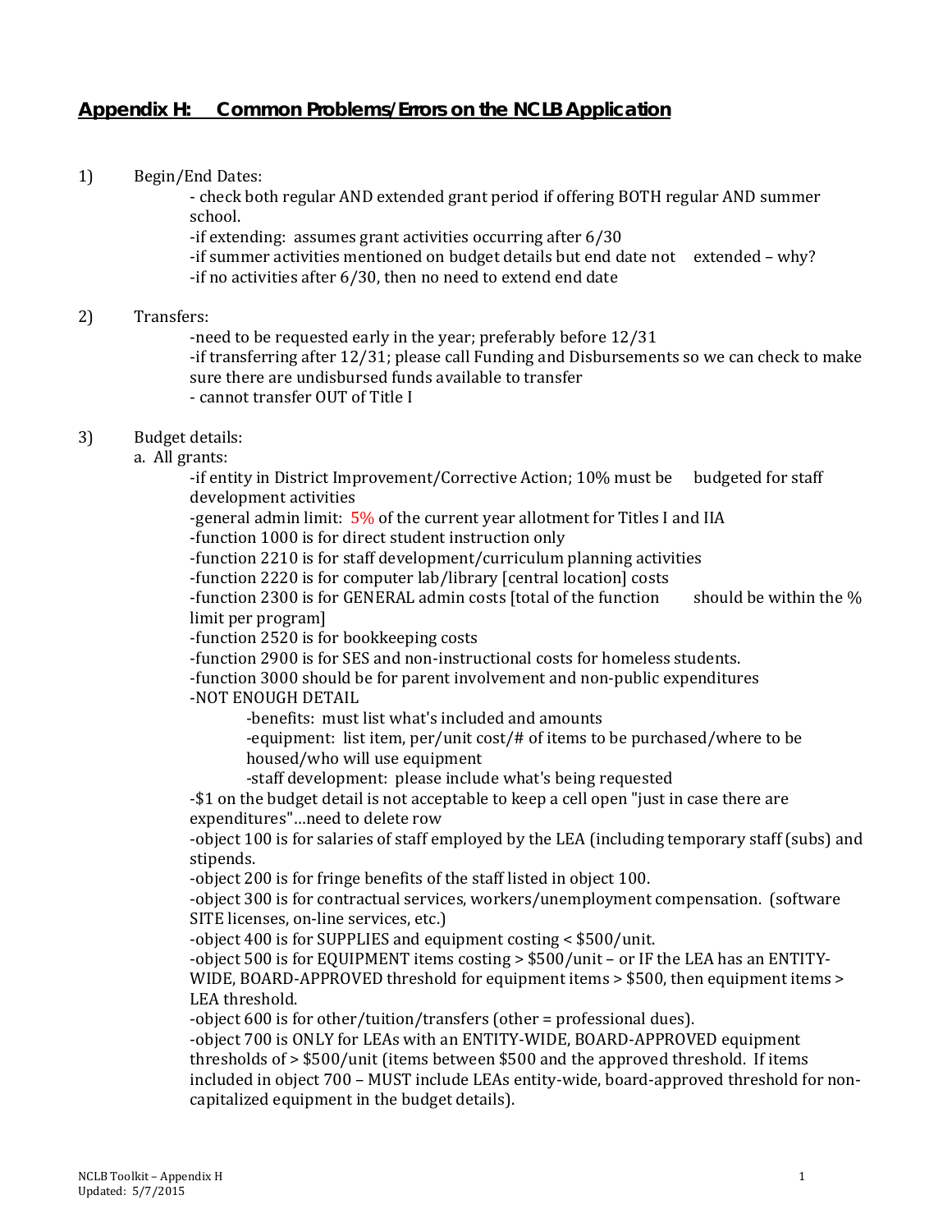## Appendix H: Common Problems/Errors on the NCLB Application

1) Begin/End Dates:
   - check both regular AND extended grant period if offering BOTH regular AND summer school.
   - if extending: assumes grant activities occurring after 6/30
   - if summer activities mentioned on budget details but end date not extended – why?
   - if no activities after 6/30, then no need to extend end date

2) Transfers:
   - need to be requested early in the year; preferably before 12/31
   - if transferring after 12/31; please call Funding and Disbursements so we can check to make sure there are undisbursed funds available to transfer
   - cannot transfer OUT of Title I

3) Budget details:

   a. All grants:
   - if entity in District Improvement/Corrective Action; 10% must be budgeted for staff development activities
   - general admin limit: 5% of the current year allotment for Titles I and IIA
   - function 1000 is for direct student instruction only
   - function 2210 is for staff development/curriculum planning activities
   - function 2220 is for computer lab/library [central location] costs
   - function 2300 is for GENERAL admin costs [total of the function should be within the % limit per program]
   - function 2520 is for bookkeeping costs
   - function 2900 is for SES and non-instructional costs for homeless students.
   - function 3000 should be for parent involvement and non-public expenditures
   - NOT ENOUGH DETAIL
     - benefits: must list what's included and amounts
     - equipment: list item, per/unit cost/# of items to be purchased/where to be housed/who will use equipment
     - staff development: please include what's being requested
   - $1 on the budget detail is not acceptable to keep a cell open "just in case there are expenditures"…need to delete row
   - object 100 is for salaries of staff employed by the LEA (including temporary staff (subs) and stipends.
   - object 200 is for fringe benefits of the staff listed in object 100.
   - object 300 is for contractual services, workers/unemployment compensation. (software SITE licenses, on-line services, etc.)
   - object 400 is for SUPPLIES and equipment costing < $500/unit.
   - object 500 is for EQUIPMENT items costing > $500/unit – or IF the LEA has an ENTITY-WIDE, BOARD-APPROVED threshold for equipment items > $500, then equipment items > LEA threshold.
   - object 600 is for other/tuition/transfers (other = professional dues).
   - object 700 is ONLY for LEAs with an ENTITY-WIDE, BOARD-APPROVED equipment thresholds of > $500/unit (items between $500 and the approved threshold. If items included in object 700 – MUST include LEAs entity-wide, board-approved threshold for non-capitalized equipment in the budget details).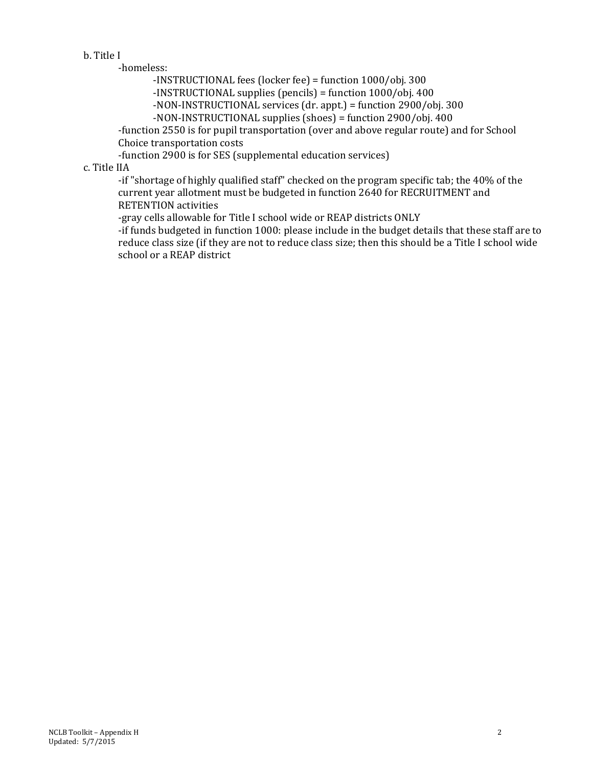b. Title I

- -homeless:
    - -INSTRUCTIONAL fees (locker fee) = function 1000/obj. 300
    - -INSTRUCTIONAL supplies (pencils) = function 1000/obj. 400
    - -NON-INSTRUCTIONAL services (dr. appt.) = function 2900/obj. 300
    - -NON-INSTRUCTIONAL supplies (shoes) = function 2900/obj. 400
- -function 2550 is for pupil transportation (over and above regular route) and for School Choice transportation costs
- -function 2900 is for SES (supplemental education services)

c. Title IIA

- -if "shortage of highly qualified staff" checked on the program specific tab; the 40% of the current year allotment must be budgeted in function 2640 for RECRUITMENT and RETENTION activities
- -gray cells allowable for Title I school wide or REAP districts ONLY
- -if funds budgeted in function 1000: please include in the budget details that these staff are to reduce class size (if they are not to reduce class size; then this should be a Title I school wide school or a REAP district